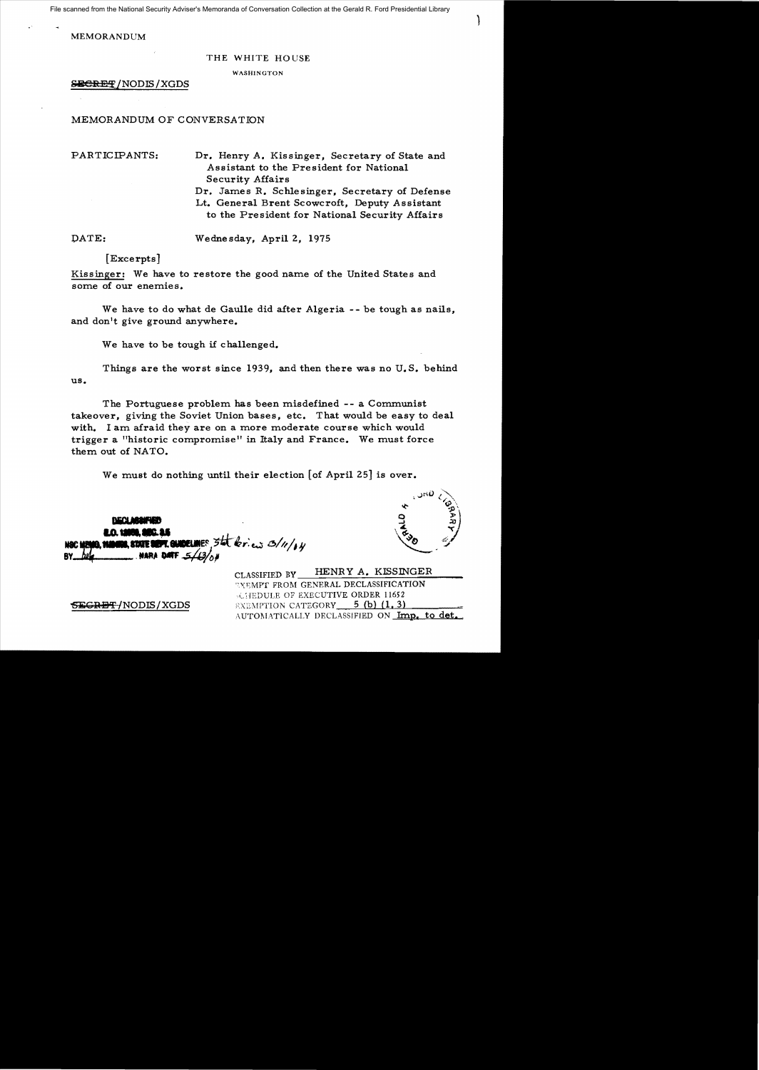File scanned from the National Security Adviser's Memoranda of Conversation Collection at the Gerald R. Ford Presidential Library

MEMORANDUM

THE WHITE HOUSE

WASHINGTON

~~SECRET~~/NODIS/XGDS

MEMORANDUM OF CONVERSATION

PARTICIPANTS: Dr. Henry A. Kissinger, Secretary of State and Assistant to the President for National Security Affairs

Dr. James R. Schlesinger, Secretary of Defense

Lt. General Brent Scowcroft, Deputy Assistant to the President for National Security Affairs

DATE: Wednesday, April 2, 1975

[Excerpts]

Kissinger: We have to restore the good name of the United States and some of our enemies.

We have to do what de Gaulle did after Algeria -- be tough as nails, and don't give ground anywhere.

We have to be tough if challenged.

Things are the worst since 1939, and then there was no U.S. behind us.

The Portuguese problem has been misdefined -- a Communist takeover, giving the Soviet Union bases, etc. That would be easy to deal with. I am afraid they are on a more moderate course which would trigger a "historic compromise" in Italy and France. We must force them out of NATO.

We must do nothing until their election [of April 25] is over.

DECLASSIFIED
E.O. 12958, SEC. 3.5
NSC MEMO, 11/24/98, STATE DEPT. GUIDELINES, State Review 3/11/04
BY ___ NARA DATE 5/13/04

CLASSIFIED BY HENRY A. KISSINGER
EXEMPT FROM GENERAL DECLASSIFICATION
SCHEDULE OF EXECUTIVE ORDER 11652
EXEMPTION CATEGORY 5 (b) (1, 3)
AUTOMATICALLY DECLASSIFIED ON Imp. to det.

~~SECRET~~/NODIS/XGDS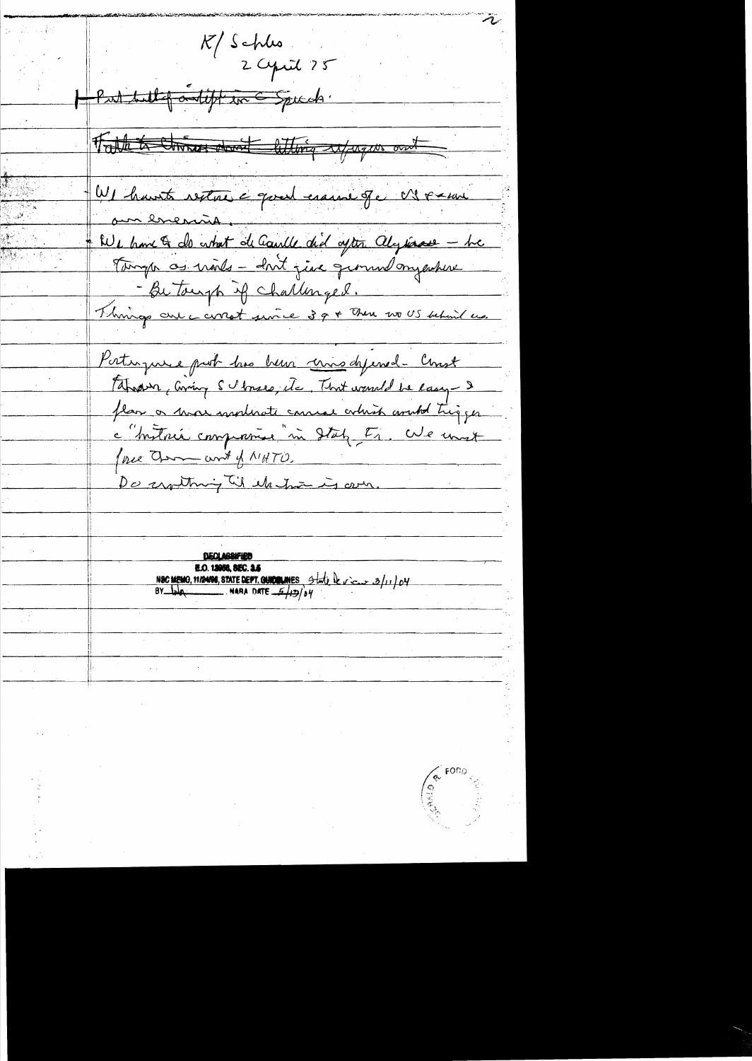K/Schles
2 April 75

~~Put bulk of outlift in the Speech.~~

~~Talk to Thieu about letting refugees out~~

We have to restore the good name of the US & scare our enemies.

- We have to do what de Gaulle did after Algeria — be tough as nails — don't give ground anywhere — Be tough if challenged.

Things are worst since 39 & then no US behind us.

Portuguese port has been misdefined — Cost Azores, Coming S U bases, etc. That would be easy — I fear a more moderate course which would trigger the "historic compromise" in Italy, Fr. We must force them out of NATO.

Do nothing til election is over.

DECLASSIFIED
E.O. 12958, SEC. 3.5
NSC MEMO, 11/24/98, STATE DEPT. GUIDELINES State Review 3/11/04
BY lalo NARA DATE 5/13/04